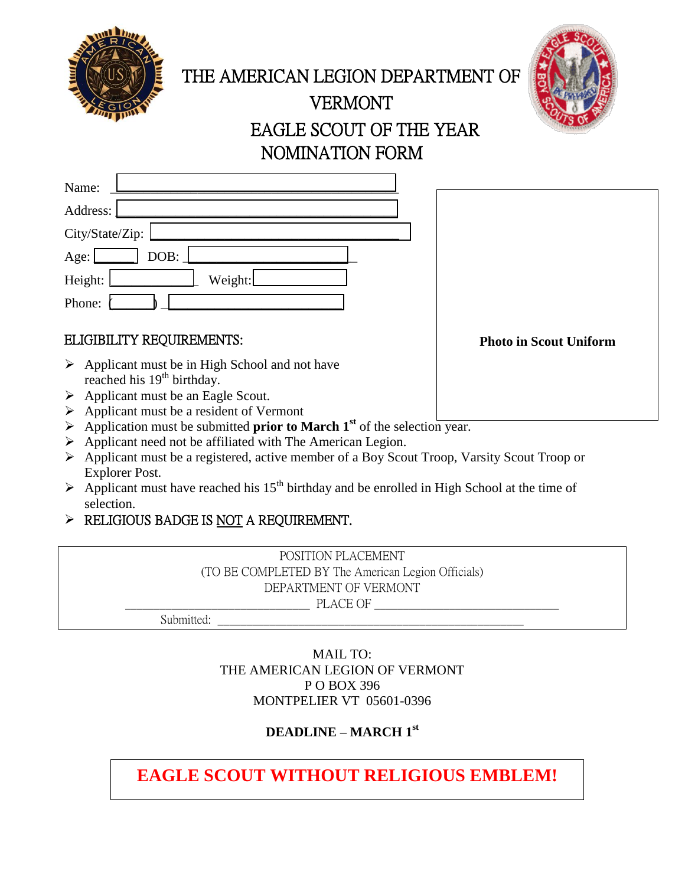# THE AMERICAN LEGION DEPARTMENT OF VERMONT

# EAGLE SCOUT OF THE YEAR NOMINATION FORM

Name: ______________________________________

Address: ____________________________________

City/State/Zip: ______________________________

Age: ______ DOB: ____________________

Height: ____________ Weight: ____________

Phone: (______) ____________________

**Photo in Scout Uniform**

## ELIGIBILITY REQUIREMENTS:

- Applicant must be in High School and not have reached his 19th birthday.
- Applicant must be an Eagle Scout.
- Applicant must be a resident of Vermont
- Application must be submitted **prior to March 1st** of the selection year.
- Applicant need not be affiliated with The American Legion.
- Applicant must be a registered, active member of a Boy Scout Troop, Varsity Scout Troop or Explorer Post.
- Applicant must have reached his 15th birthday and be enrolled in High School at the time of selection.
- RELIGIOUS BADGE IS NOT A REQUIREMENT.

POSITION PLACEMENT
(TO BE COMPLETED BY The American Legion Officials)
DEPARTMENT OF VERMONT
____________________________ PLACE OF ____________________________
Submitted: ______________________________________________

MAIL TO:
THE AMERICAN LEGION OF VERMONT
P O BOX 396
MONTPELIER VT 05601-0396

**DEADLINE – MARCH 1st**

**EAGLE SCOUT WITHOUT RELIGIOUS EMBLEM!**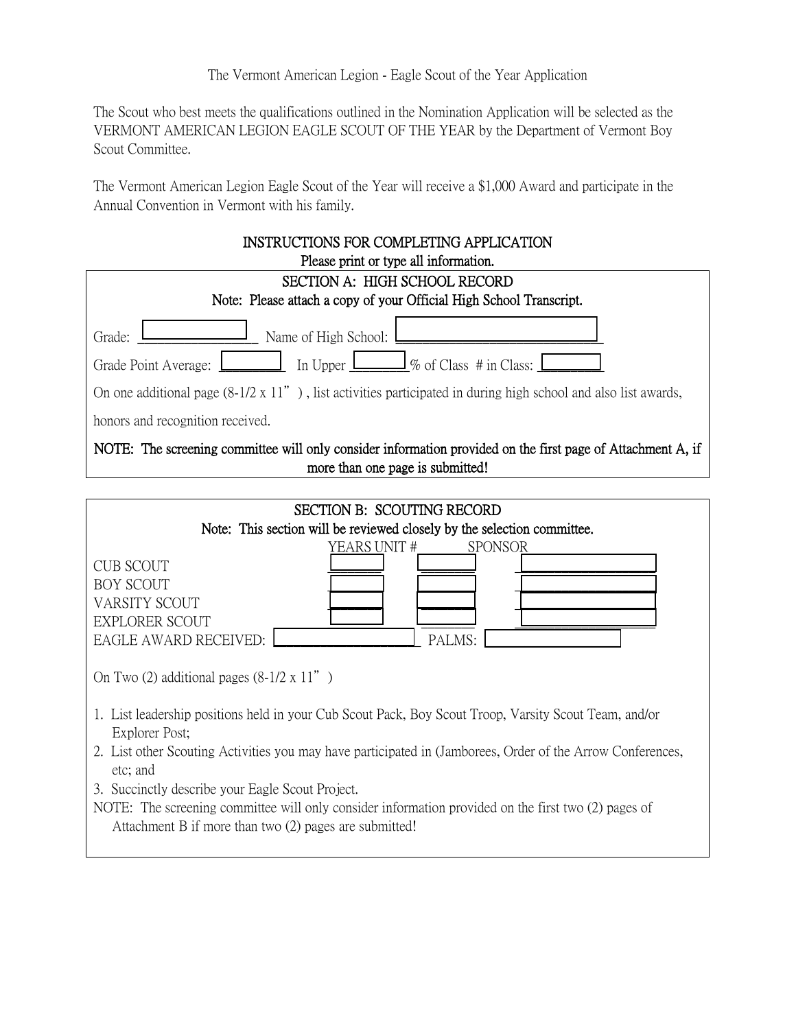The Vermont American Legion - Eagle Scout of the Year Application

The Scout who best meets the qualifications outlined in the Nomination Application will be selected as the VERMONT AMERICAN LEGION EAGLE SCOUT OF THE YEAR by the Department of Vermont Boy Scout Committee.

The Vermont American Legion Eagle Scout of the Year will receive a $1,000 Award and participate in the Annual Convention in Vermont with his family.

## INSTRUCTIONS FOR COMPLETING APPLICATION

Please print or type all information.

### SECTION A: HIGH SCHOOL RECORD

Note: Please attach a copy of your Official High School Transcript.

Grade: ____________ Name of High School: ______________________

Grade Point Average: ________ In Upper ________% of Class # in Class: ________

On one additional page (8-1/2 x 11") , list activities participated in during high school and also list awards, honors and recognition received.

**NOTE: The screening committee will only consider information provided on the first page of Attachment A, if more than one page is submitted!**

### SECTION B: SCOUTING RECORD

Note: This section will be reviewed closely by the selection committee.

| | YEARS | UNIT # | SPONSOR |
|---|---|---|---|
| CUB SCOUT | | | |
| BOY SCOUT | | | |
| VARSITY SCOUT | | | |
| EXPLORER SCOUT | | | |

EAGLE AWARD RECEIVED: ________________ PALMS: ______________

On Two (2) additional pages (8-1/2 x 11")

1. List leadership positions held in your Cub Scout Pack, Boy Scout Troop, Varsity Scout Team, and/or Explorer Post;
2. List other Scouting Activities you may have participated in (Jamborees, Order of the Arrow Conferences, etc; and
3. Succinctly describe your Eagle Scout Project.

NOTE: The screening committee will only consider information provided on the first two (2) pages of Attachment B if more than two (2) pages are submitted!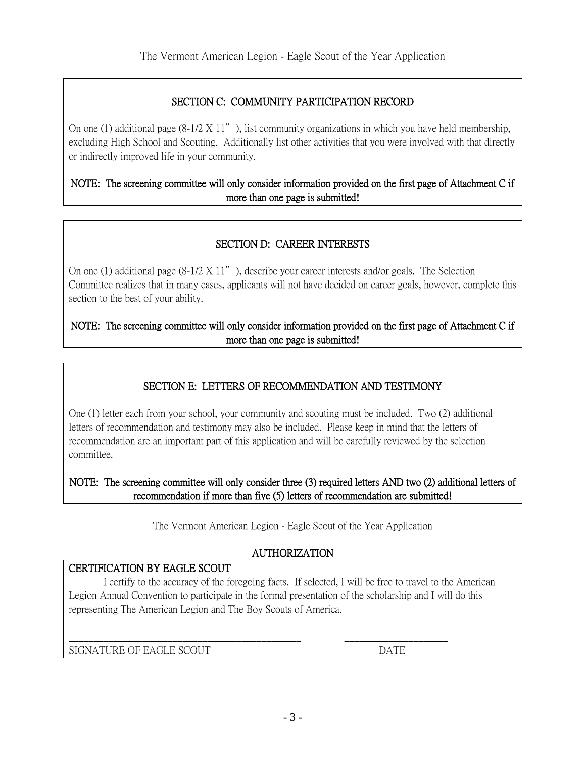## SECTION C: COMMUNITY PARTICIPATION RECORD

On one (1) additional page (8-1/2 X 11”), list community organizations in which you have held membership, excluding High School and Scouting. Additionally list other activities that you were involved with that directly or indirectly improved life in your community.

**NOTE: The screening committee will only consider information provided on the first page of Attachment C if more than one page is submitted!**

## SECTION D: CAREER INTERESTS

On one (1) additional page (8-1/2 X 11”), describe your career interests and/or goals. The Selection Committee realizes that in many cases, applicants will not have decided on career goals, however, complete this section to the best of your ability.

**NOTE: The screening committee will only consider information provided on the first page of Attachment C if more than one page is submitted!**

## SECTION E: LETTERS OF RECOMMENDATION AND TESTIMONY

One (1) letter each from your school, your community and scouting must be included. Two (2) additional letters of recommendation and testimony may also be included. Please keep in mind that the letters of recommendation are an important part of this application and will be carefully reviewed by the selection committee.

**NOTE: The screening committee will only consider three (3) required letters AND two (2) additional letters of recommendation if more than five (5) letters of recommendation are submitted!**

The Vermont American Legion - Eagle Scout of the Year Application

## AUTHORIZATION

### CERTIFICATION BY EAGLE SCOUT

I certify to the accuracy of the foregoing facts. If selected, I will be free to travel to the American Legion Annual Convention to participate in the formal presentation of the scholarship and I will do this representing The American Legion and The Boy Scouts of America.

_____________________________________________ ____________________

SIGNATURE OF EAGLE SCOUT DATE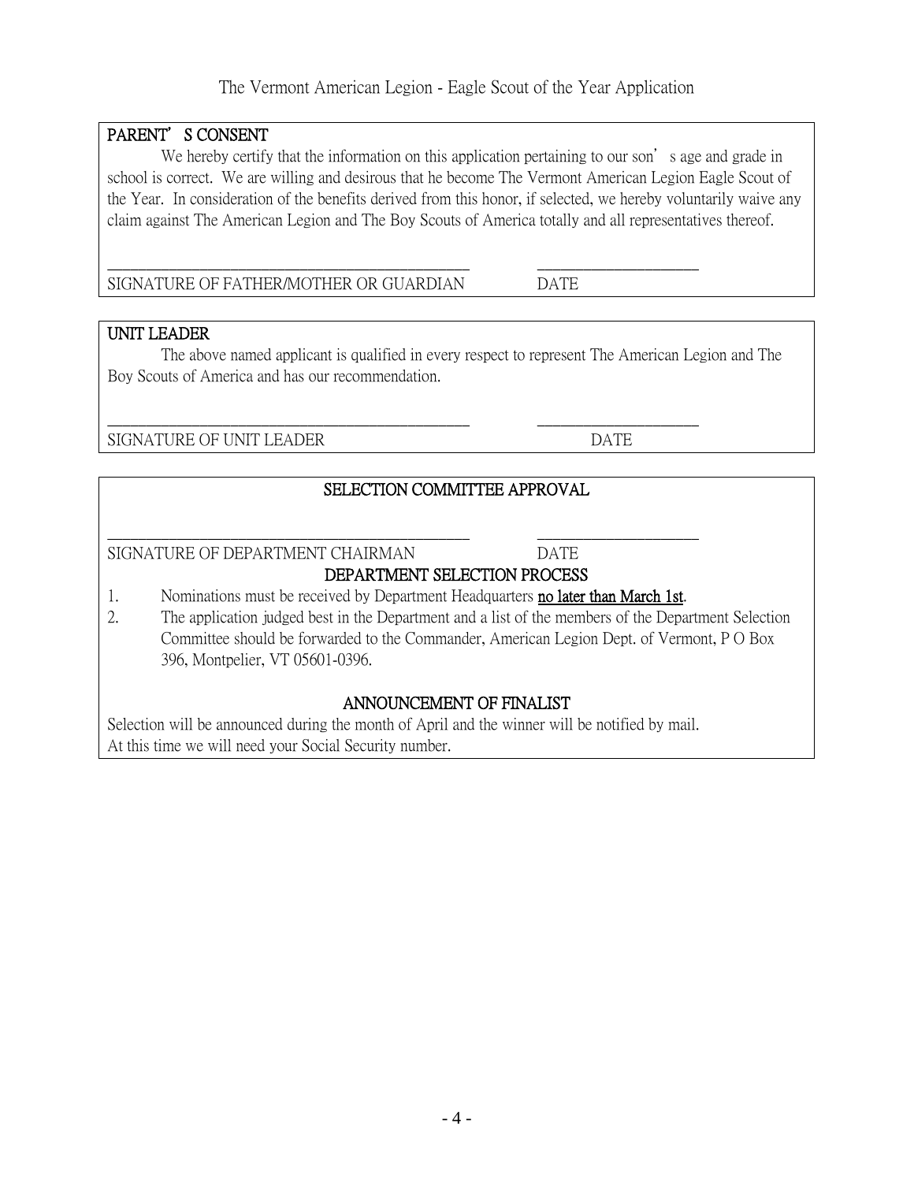The Vermont American Legion - Eagle Scout of the Year Application

**PARENT'S CONSENT**

We hereby certify that the information on this application pertaining to our son's age and grade in school is correct. We are willing and desirous that he become The Vermont American Legion Eagle Scout of the Year. In consideration of the benefits derived from this honor, if selected, we hereby voluntarily waive any claim against The American Legion and The Boy Scouts of America totally and all representatives thereof.

\_\_\_\_\_\_\_\_\_\_\_\_\_\_\_\_\_\_\_\_\_\_\_\_\_\_\_\_\_\_\_\_\_\_\_\_\_\_\_\_ \_\_\_\_\_\_\_\_\_\_\_\_\_\_\_\_\_\_

SIGNATURE OF FATHER/MOTHER OR GUARDIAN DATE

**UNIT LEADER**

The above named applicant is qualified in every respect to represent The American Legion and The Boy Scouts of America and has our recommendation.

\_\_\_\_\_\_\_\_\_\_\_\_\_\_\_\_\_\_\_\_\_\_\_\_\_\_\_\_\_\_\_\_\_\_\_\_\_\_\_\_ \_\_\_\_\_\_\_\_\_\_\_\_\_\_\_\_\_\_

SIGNATURE OF UNIT LEADER DATE

## SELECTION COMMITTEE APPROVAL

\_\_\_\_\_\_\_\_\_\_\_\_\_\_\_\_\_\_\_\_\_\_\_\_\_\_\_\_\_\_\_\_\_\_\_\_\_\_\_\_ \_\_\_\_\_\_\_\_\_\_\_\_\_\_\_\_\_\_

SIGNATURE OF DEPARTMENT CHAIRMAN DATE

## DEPARTMENT SELECTION PROCESS

1. Nominations must be received by Department Headquarters **no later than March 1st**.
2. The application judged best in the Department and a list of the members of the Department Selection Committee should be forwarded to the Commander, American Legion Dept. of Vermont, P O Box 396, Montpelier, VT 05601-0396.

## ANNOUNCEMENT OF FINALIST

Selection will be announced during the month of April and the winner will be notified by mail.
At this time we will need your Social Security number.